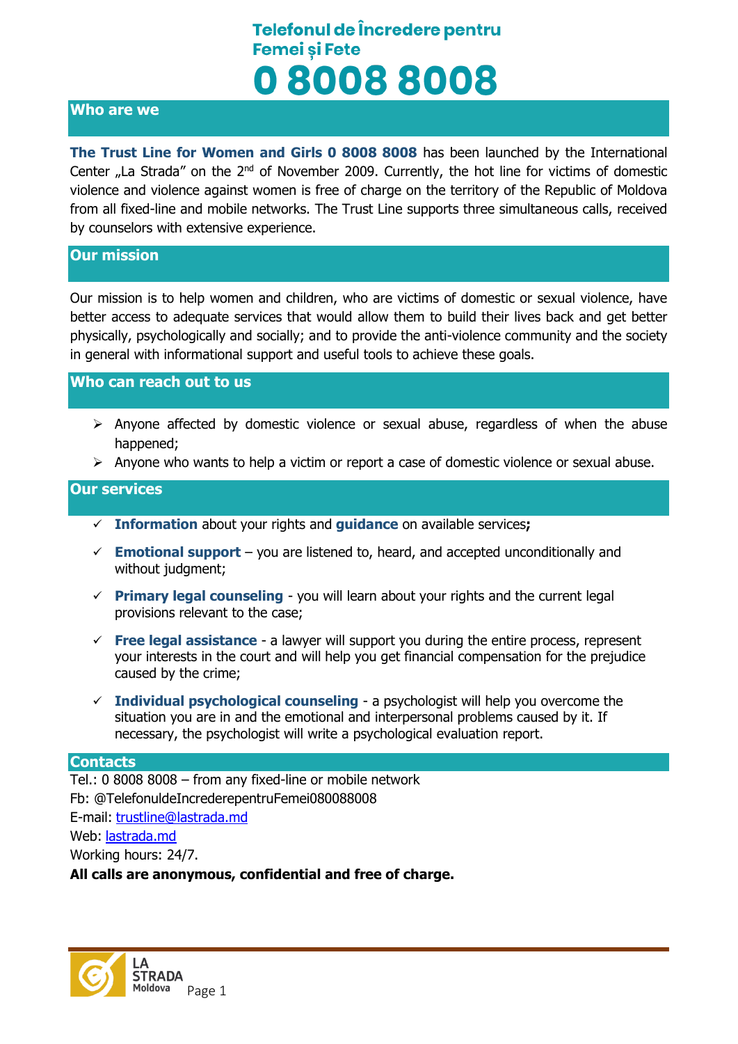# Telefonul de Încredere pentru Femei și Fete

# 0 8008 8008

## Who are we

**The Trust Line for Women and Girls 0 8008 8008** has been launched by the International Center „La Strada" on the 2nd of November 2009. Currently, the hot line for victims of domestic violence and violence against women is free of charge on the territory of the Republic of Moldova from all fixed-line and mobile networks. The Trust Line supports three simultaneous calls, received by counselors with extensive experience.

## Our mission

Our mission is to help women and children, who are victims of domestic or sexual violence, have better access to adequate services that would allow them to build their lives back and get better physically, psychologically and socially; and to provide the anti-violence community and the society in general with informational support and useful tools to achieve these goals.

## Who can reach out to us

- Anyone affected by domestic violence or sexual abuse, regardless of when the abuse happened;
- Anyone who wants to help a victim or report a case of domestic violence or sexual abuse.

## Our services

- ✓ **Information** about your rights and **guidance** on available services**;**
- ✓ **Emotional support** – you are listened to, heard, and accepted unconditionally and without judgment;
- ✓ **Primary legal counseling** - you will learn about your rights and the current legal provisions relevant to the case;
- ✓ **Free legal assistance** - a lawyer will support you during the entire process, represent your interests in the court and will help you get financial compensation for the prejudice caused by the crime;
- ✓ **Individual psychological counseling** - a psychologist will help you overcome the situation you are in and the emotional and interpersonal problems caused by it. If necessary, the psychologist will write a psychological evaluation report.

## Contacts

Tel.: 0 8008 8008 – from any fixed-line or mobile network
Fb: @TelefonuldeIncrederepentruFemei080088008
E-mail: trustline@lastrada.md
Web: lastrada.md
Working hours: 24/7.

**All calls are anonymous, confidential and free of charge.**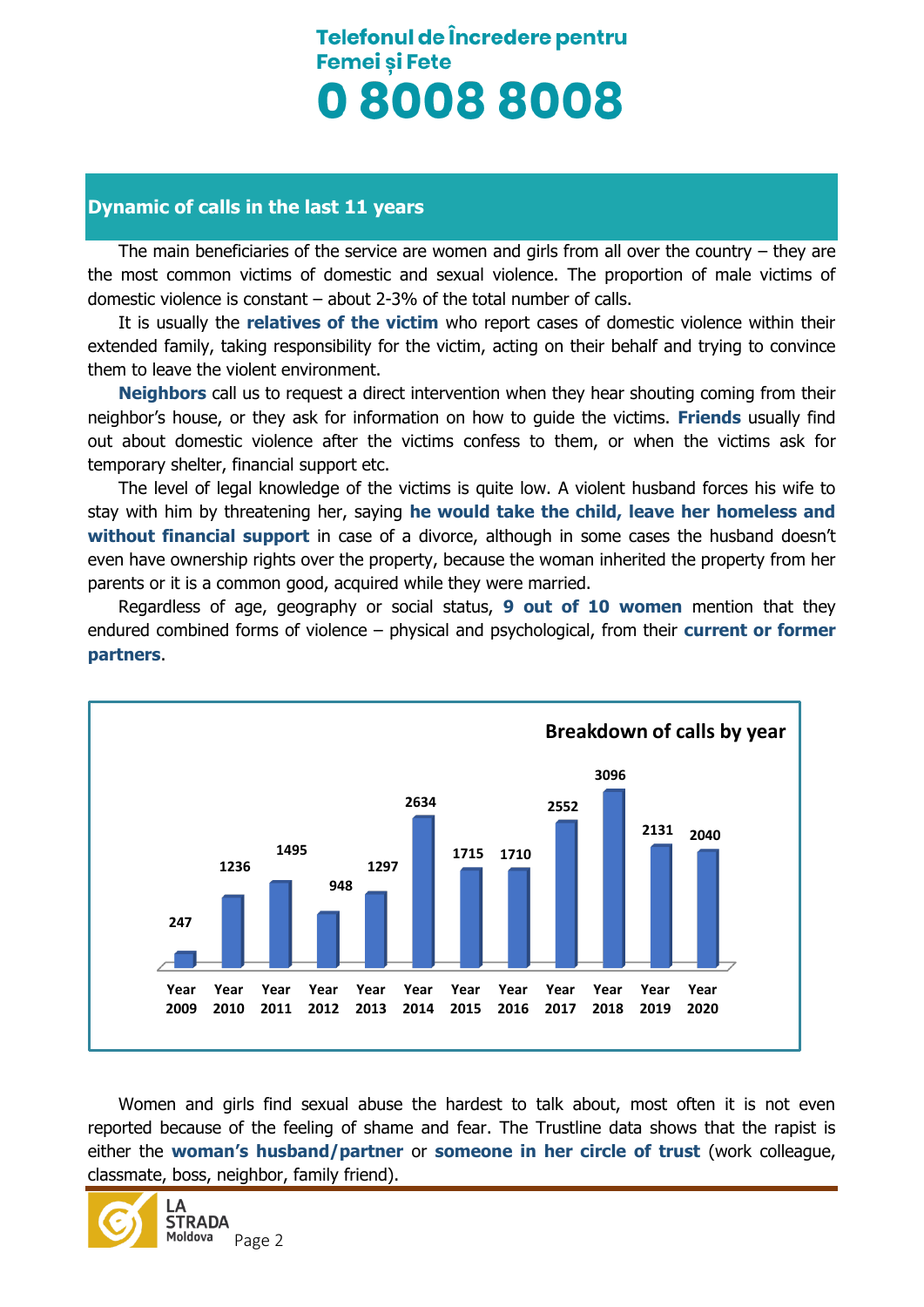Telefonul de Încredere pentru Femei și Fete

**0 8008 8008**

## Dynamic of calls in the last 11 years

The main beneficiaries of the service are women and girls from all over the country – they are the most common victims of domestic and sexual violence. The proportion of male victims of domestic violence is constant – about 2-3% of the total number of calls.

It is usually the **relatives of the victim** who report cases of domestic violence within their extended family, taking responsibility for the victim, acting on their behalf and trying to convince them to leave the violent environment.

**Neighbors** call us to request a direct intervention when they hear shouting coming from their neighbor's house, or they ask for information on how to guide the victims. **Friends** usually find out about domestic violence after the victims confess to them, or when the victims ask for temporary shelter, financial support etc.

The level of legal knowledge of the victims is quite low. A violent husband forces his wife to stay with him by threatening her, saying **he would take the child, leave her homeless and without financial support** in case of a divorce, although in some cases the husband doesn't even have ownership rights over the property, because the woman inherited the property from her parents or it is a common good, acquired while they were married.

Regardless of age, geography or social status, **9 out of 10 women** mention that they endured combined forms of violence – physical and psychological, from their **current or former partners**.

**Breakdown of calls by year**

| Year | Calls |
|---|---|
| Year 2009 | 247 |
| Year 2010 | 1236 |
| Year 2011 | 1495 |
| Year 2012 | 948 |
| Year 2013 | 1297 |
| Year 2014 | 2634 |
| Year 2015 | 1715 |
| Year 2016 | 1710 |
| Year 2017 | 2552 |
| Year 2018 | 3096 |
| Year 2019 | 2131 |
| Year 2020 | 2040 |

Women and girls find sexual abuse the hardest to talk about, most often it is not even reported because of the feeling of shame and fear. The Trustline data shows that the rapist is either the **woman's husband/partner** or **someone in her circle of trust** (work colleague, classmate, boss, neighbor, family friend).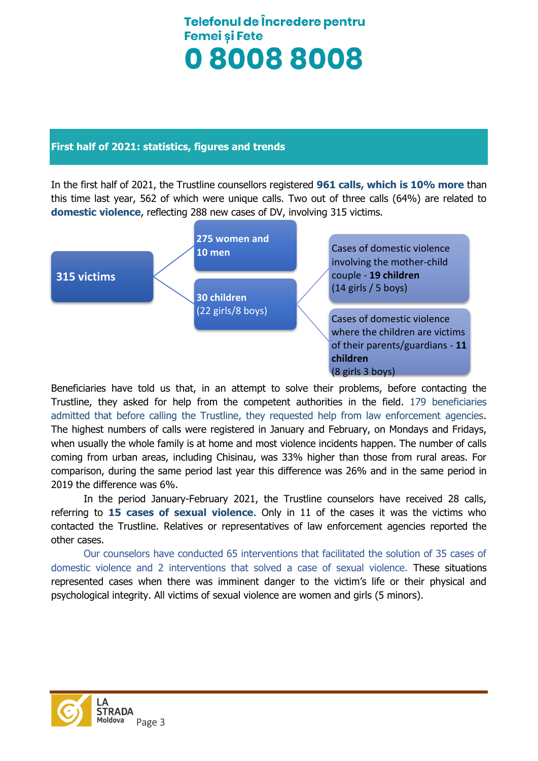## First half of 2021: statistics, figures and trends

In the first half of 2021, the Trustline counsellors registered **961 calls, which is 10% more** than this time last year, 562 of which were unique calls. Two out of three calls (64%) are related to **domestic violence**, reflecting 288 new cases of DV, involving 315 victims.

- **315 victims**
  - **275 women and 10 men**
  - **30 children** (22 girls/8 boys)
    - Cases of domestic violence involving the mother-child couple - **19 children** (14 girls / 5 boys)
    - Cases of domestic violence where the children are victims of their parents/guardians - **11 children** (8 girls 3 boys)

Beneficiaries have told us that, in an attempt to solve their problems, before contacting the Trustline, they asked for help from the competent authorities in the field. 179 beneficiaries admitted that before calling the Trustline, they requested help from law enforcement agencies. The highest numbers of calls were registered in January and February, on Mondays and Fridays, when usually the whole family is at home and most violence incidents happen. The number of calls coming from urban areas, including Chisinau, was 33% higher than those from rural areas. For comparison, during the same period last year this difference was 26% and in the same period in 2019 the difference was 6%.

In the period January-February 2021, the Trustline counselors have received 28 calls, referring to **15 cases of sexual violence**. Only in 11 of the cases it was the victims who contacted the Trustline. Relatives or representatives of law enforcement agencies reported the other cases.

Our counselors have conducted 65 interventions that facilitated the solution of 35 cases of domestic violence and 2 interventions that solved a case of sexual violence. These situations represented cases when there was imminent danger to the victim's life or their physical and psychological integrity. All victims of sexual violence are women and girls (5 minors).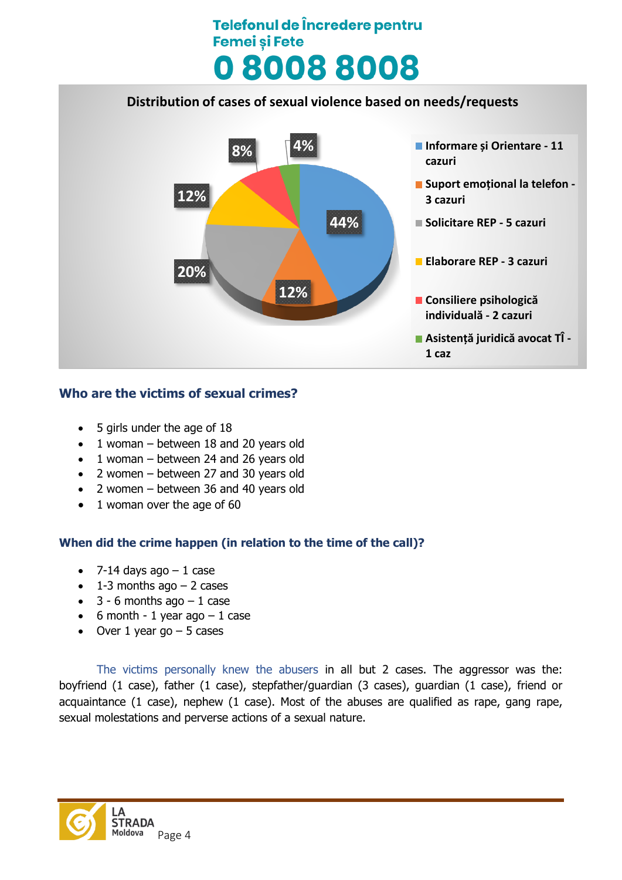**Telefonul de Încredere pentru Femei și Fete**

# 0 8008 8008

**Distribution of cases of sexual violence based on needs/requests**

44%
12%
20%
12%
8%
4%

- Informare și Orientare - 11 cazuri
- Suport emoțional la telefon - 3 cazuri
- Solicitare REP - 5 cazuri
- Elaborare REP - 3 cazuri
- Consiliere psihologică individuală - 2 cazuri
- Asistență juridică avocat TÎ - 1 caz

### Who are the victims of sexual crimes?

- 5 girls under the age of 18
- 1 woman – between 18 and 20 years old
- 1 woman – between 24 and 26 years old
- 2 women – between 27 and 30 years old
- 2 women – between 36 and 40 years old
- 1 woman over the age of 60

### When did the crime happen (in relation to the time of the call)?

- 7-14 days ago – 1 case
- 1-3 months ago – 2 cases
- 3 - 6 months ago – 1 case
- 6 month - 1 year ago – 1 case
- Over 1 year go – 5 cases

The victims personally knew the abusers in all but 2 cases. The aggressor was the: boyfriend (1 case), father (1 case), stepfather/guardian (3 cases), guardian (1 case), friend or acquaintance (1 case), nephew (1 case). Most of the abuses are qualified as rape, gang rape, sexual molestations and perverse actions of a sexual nature.